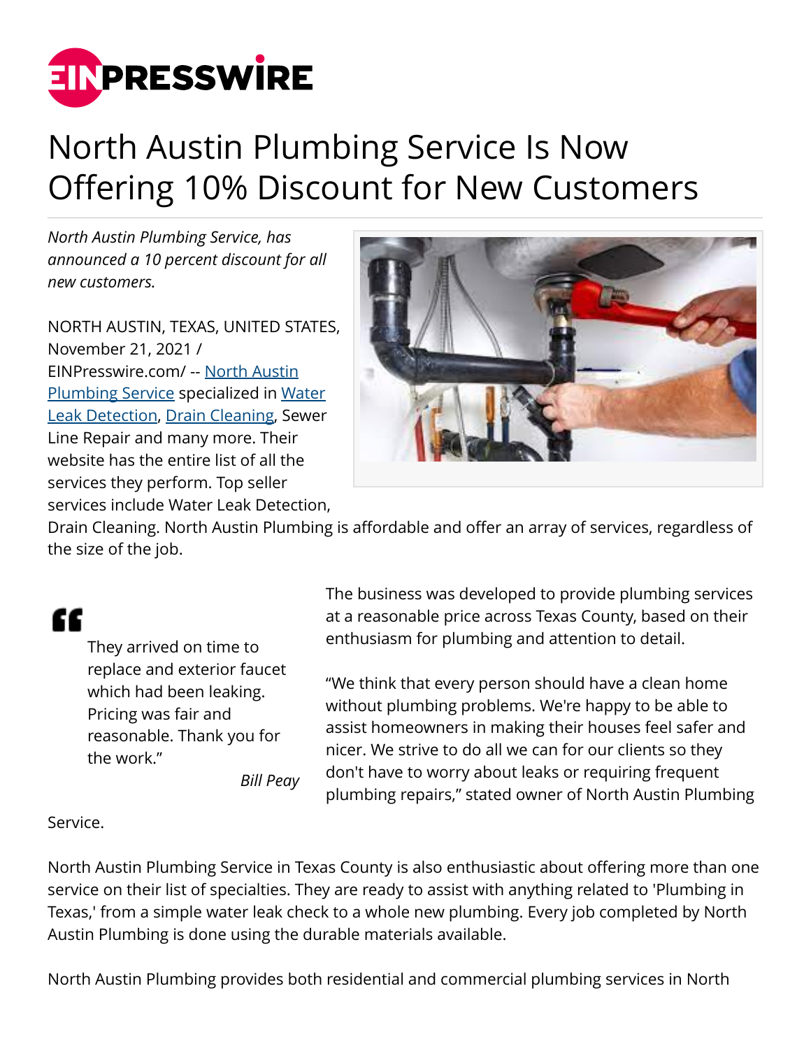# North Austin Plumbing Service Is Now Offering 10% Discount for New Customers

*North Austin Plumbing Service, has announced a 10 percent discount for all new customers.*

NORTH AUSTIN, TEXAS, UNITED STATES, November 21, 2021 / EINPresswire.com/ -- North Austin Plumbing Service specialized in Water Leak Detection, Drain Cleaning, Sewer Line Repair and many more. Their website has the entire list of all the services they perform. Top seller services include Water Leak Detection, Drain Cleaning. North Austin Plumbing is affordable and offer an array of services, regardless of the size of the job.

> They arrived on time to replace and exterior faucet which had been leaking. Pricing was fair and reasonable. Thank you for the work."
>
> *Bill Peay*

The business was developed to provide plumbing services at a reasonable price across Texas County, based on their enthusiasm for plumbing and attention to detail.

"We think that every person should have a clean home without plumbing problems. We're happy to be able to assist homeowners in making their houses feel safer and nicer. We strive to do all we can for our clients so they don't have to worry about leaks or requiring frequent plumbing repairs," stated owner of North Austin Plumbing Service.

North Austin Plumbing Service in Texas County is also enthusiastic about offering more than one service on their list of specialties. They are ready to assist with anything related to 'Plumbing in Texas,' from a simple water leak check to a whole new plumbing. Every job completed by North Austin Plumbing is done using the durable materials available.

North Austin Plumbing provides both residential and commercial plumbing services in North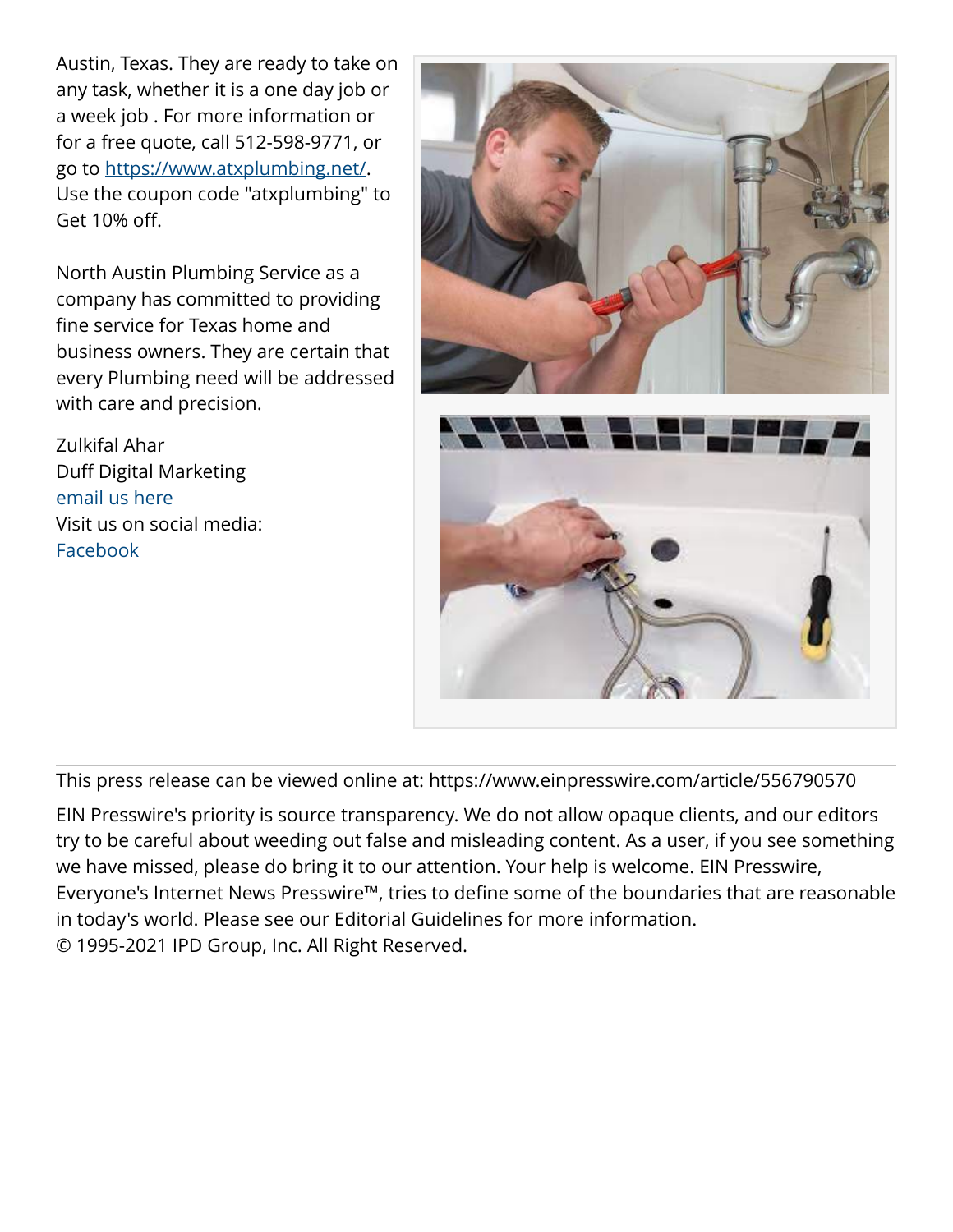Austin, Texas. They are ready to take on any task, whether it is a one day job or a week job . For more information or for a free quote, call 512-598-9771, or go to [https://www.atxplumbing.net/](https://www.atxplumbing.net/). Use the coupon code "atxplumbing" to Get 10% off.

North Austin Plumbing Service as a company has committed to providing fine service for Texas home and business owners. They are certain that every Plumbing need will be addressed with care and precision.

Zulkifal Ahar
Duff Digital Marketing
email us here
Visit us on social media:
Facebook

---

This press release can be viewed online at: https://www.einpresswire.com/article/556790570

EIN Presswire's priority is source transparency. We do not allow opaque clients, and our editors try to be careful about weeding out false and misleading content. As a user, if you see something we have missed, please do bring it to our attention. Your help is welcome. EIN Presswire, Everyone's Internet News Presswire™, tries to define some of the boundaries that are reasonable in today's world. Please see our Editorial Guidelines for more information.
© 1995-2021 IPD Group, Inc. All Right Reserved.